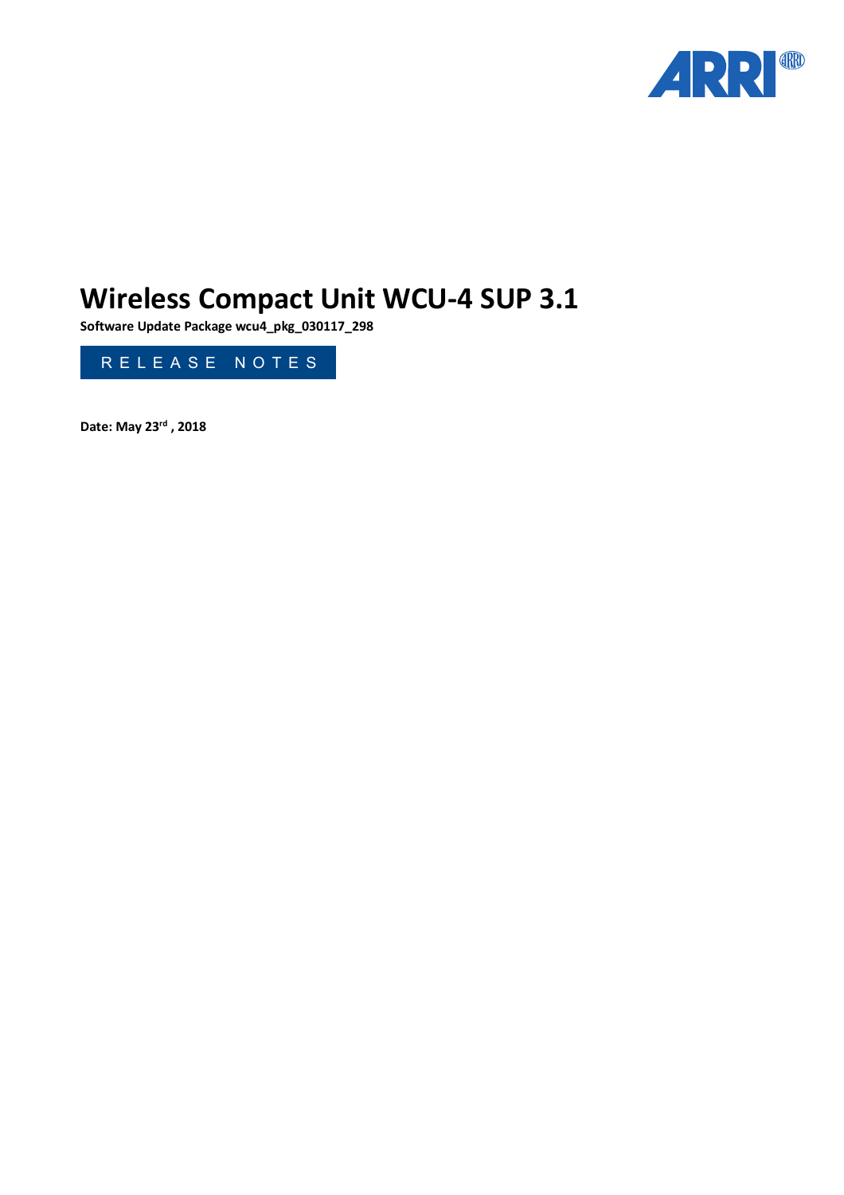# Wireless Compact Unit WCU-4 SUP 3.1

**Software Update Package wcu4_pkg_030117_298**

RELEASE NOTES

**Date: May 23rd , 2018**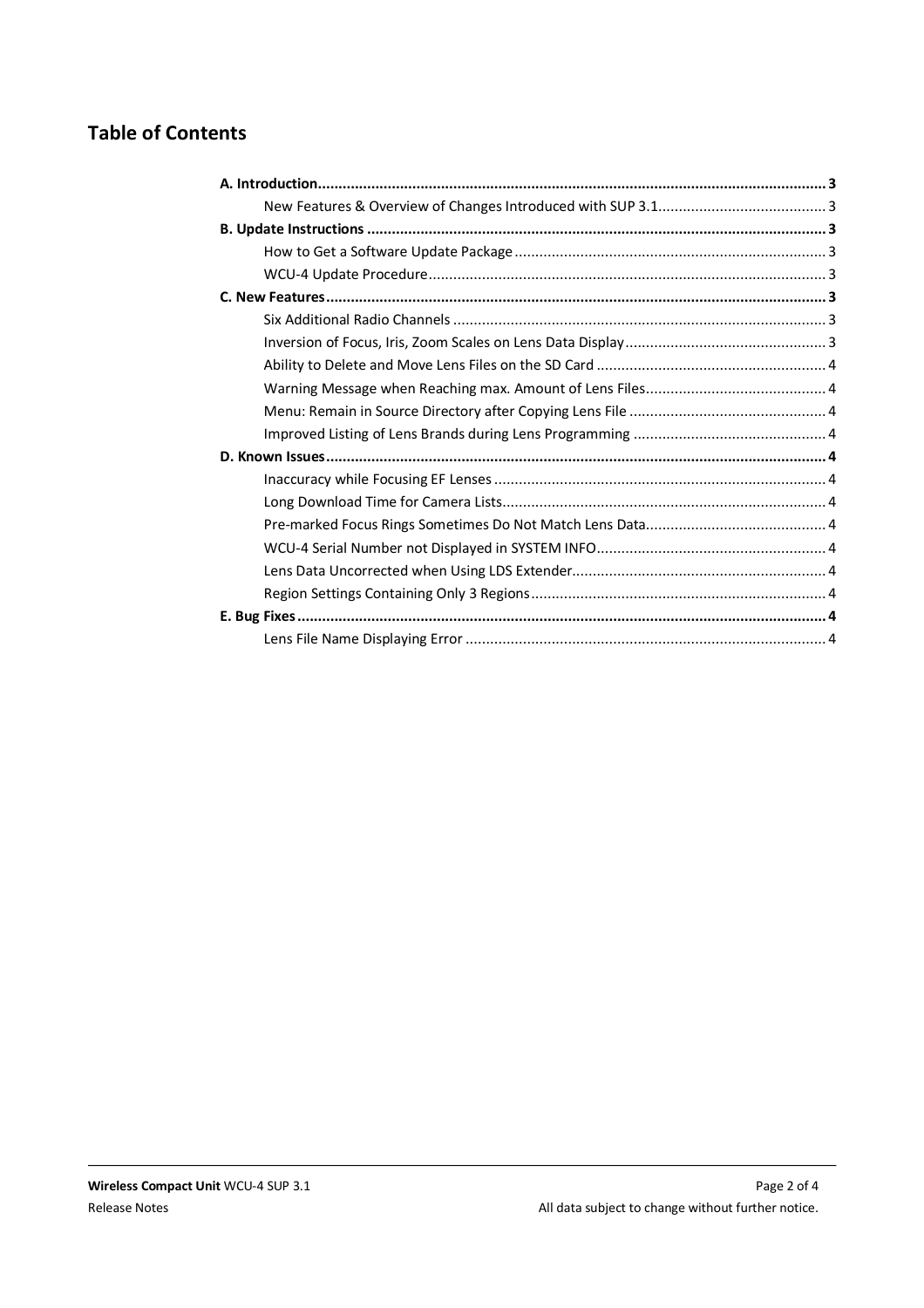## Table of Contents

**A. Introduction** ..... **3**
- New Features & Overview of Changes Introduced with SUP 3.1 ..... 3

**B. Update Instructions** ..... **3**
- How to Get a Software Update Package ..... 3
- WCU-4 Update Procedure ..... 3

**C. New Features** ..... **3**
- Six Additional Radio Channels ..... 3
- Inversion of Focus, Iris, Zoom Scales on Lens Data Display ..... 3
- Ability to Delete and Move Lens Files on the SD Card ..... 4
- Warning Message when Reaching max. Amount of Lens Files ..... 4
- Menu: Remain in Source Directory after Copying Lens File ..... 4
- Improved Listing of Lens Brands during Lens Programming ..... 4

**D. Known Issues** ..... **4**
- Inaccuracy while Focusing EF Lenses ..... 4
- Long Download Time for Camera Lists ..... 4
- Pre-marked Focus Rings Sometimes Do Not Match Lens Data ..... 4
- WCU-4 Serial Number not Displayed in SYSTEM INFO ..... 4
- Lens Data Uncorrected when Using LDS Extender ..... 4
- Region Settings Containing Only 3 Regions ..... 4

**E. Bug Fixes** ..... **4**
- Lens File Name Displaying Error ..... 4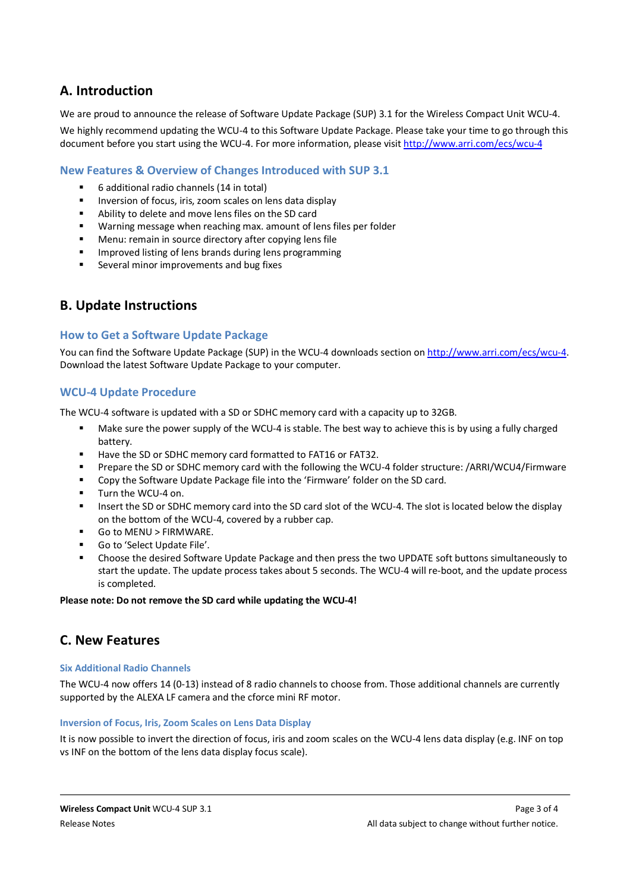## A. Introduction

We are proud to announce the release of Software Update Package (SUP) 3.1 for the Wireless Compact Unit WCU-4.

We highly recommend updating the WCU-4 to this Software Update Package. Please take your time to go through this document before you start using the WCU-4. For more information, please visit http://www.arri.com/ecs/wcu-4

### New Features & Overview of Changes Introduced with SUP 3.1

- 6 additional radio channels (14 in total)
- Inversion of focus, iris, zoom scales on lens data display
- Ability to delete and move lens files on the SD card
- Warning message when reaching max. amount of lens files per folder
- Menu: remain in source directory after copying lens file
- Improved listing of lens brands during lens programming
- Several minor improvements and bug fixes

## B. Update Instructions

### How to Get a Software Update Package

You can find the Software Update Package (SUP) in the WCU-4 downloads section on http://www.arri.com/ecs/wcu-4. Download the latest Software Update Package to your computer.

### WCU-4 Update Procedure

The WCU-4 software is updated with a SD or SDHC memory card with a capacity up to 32GB.

- Make sure the power supply of the WCU-4 is stable. The best way to achieve this is by using a fully charged battery.
- Have the SD or SDHC memory card formatted to FAT16 or FAT32.
- Prepare the SD or SDHC memory card with the following the WCU-4 folder structure: /ARRI/WCU4/Firmware
- Copy the Software Update Package file into the 'Firmware' folder on the SD card.
- Turn the WCU-4 on.
- Insert the SD or SDHC memory card into the SD card slot of the WCU-4. The slot is located below the display on the bottom of the WCU-4, covered by a rubber cap.
- Go to MENU > FIRMWARE.
- Go to 'Select Update File'.
- Choose the desired Software Update Package and then press the two UPDATE soft buttons simultaneously to start the update. The update process takes about 5 seconds. The WCU-4 will re-boot, and the update process is completed.

**Please note: Do not remove the SD card while updating the WCU-4!**

## C. New Features

#### Six Additional Radio Channels

The WCU-4 now offers 14 (0-13) instead of 8 radio channels to choose from. Those additional channels are currently supported by the ALEXA LF camera and the cforce mini RF motor.

#### Inversion of Focus, Iris, Zoom Scales on Lens Data Display

It is now possible to invert the direction of focus, iris and zoom scales on the WCU-4 lens data display (e.g. INF on top vs INF on the bottom of the lens data display focus scale).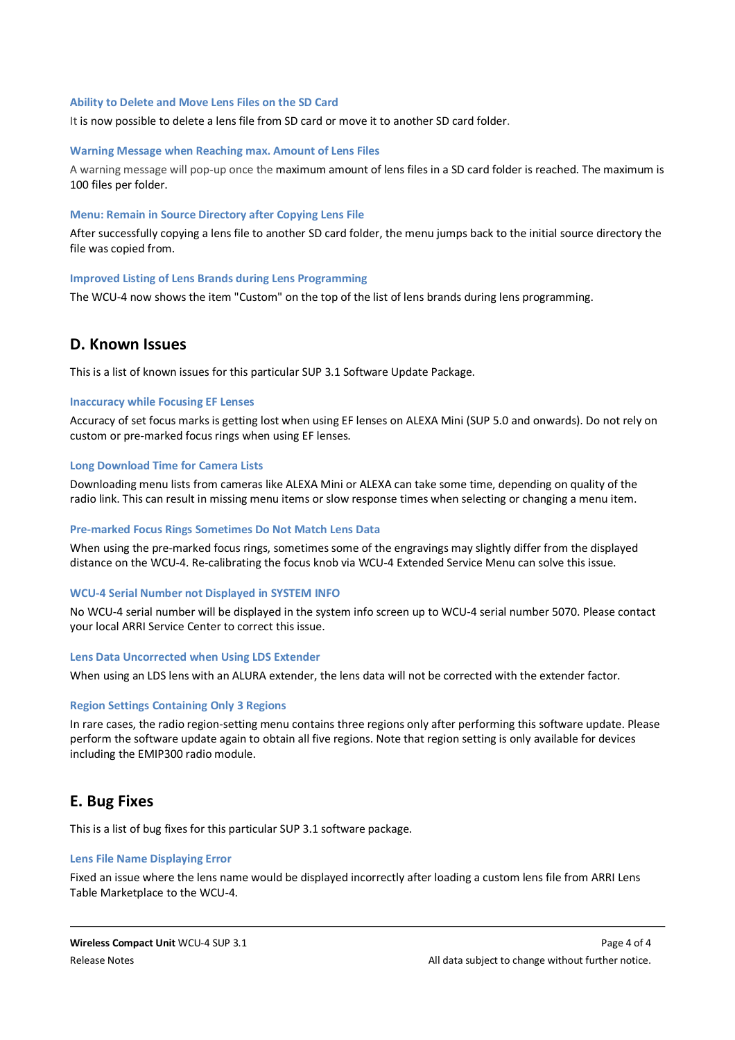### Ability to Delete and Move Lens Files on the SD Card

It is now possible to delete a lens file from SD card or move it to another SD card folder.

### Warning Message when Reaching max. Amount of Lens Files

A warning message will pop-up once the maximum amount of lens files in a SD card folder is reached. The maximum is 100 files per folder.

### Menu: Remain in Source Directory after Copying Lens File

After successfully copying a lens file to another SD card folder, the menu jumps back to the initial source directory the file was copied from.

### Improved Listing of Lens Brands during Lens Programming

The WCU-4 now shows the item "Custom" on the top of the list of lens brands during lens programming.

## D. Known Issues

This is a list of known issues for this particular SUP 3.1 Software Update Package.

### Inaccuracy while Focusing EF Lenses

Accuracy of set focus marks is getting lost when using EF lenses on ALEXA Mini (SUP 5.0 and onwards). Do not rely on custom or pre-marked focus rings when using EF lenses.

### Long Download Time for Camera Lists

Downloading menu lists from cameras like ALEXA Mini or ALEXA can take some time, depending on quality of the radio link. This can result in missing menu items or slow response times when selecting or changing a menu item.

### Pre-marked Focus Rings Sometimes Do Not Match Lens Data

When using the pre-marked focus rings, sometimes some of the engravings may slightly differ from the displayed distance on the WCU-4. Re-calibrating the focus knob via WCU-4 Extended Service Menu can solve this issue.

### WCU-4 Serial Number not Displayed in SYSTEM INFO

No WCU-4 serial number will be displayed in the system info screen up to WCU-4 serial number 5070. Please contact your local ARRI Service Center to correct this issue.

### Lens Data Uncorrected when Using LDS Extender

When using an LDS lens with an ALURA extender, the lens data will not be corrected with the extender factor.

### Region Settings Containing Only 3 Regions

In rare cases, the radio region-setting menu contains three regions only after performing this software update. Please perform the software update again to obtain all five regions. Note that region setting is only available for devices including the EMIP300 radio module.

## E. Bug Fixes

This is a list of bug fixes for this particular SUP 3.1 software package.

### Lens File Name Displaying Error

Fixed an issue where the lens name would be displayed incorrectly after loading a custom lens file from ARRI Lens Table Marketplace to the WCU-4.